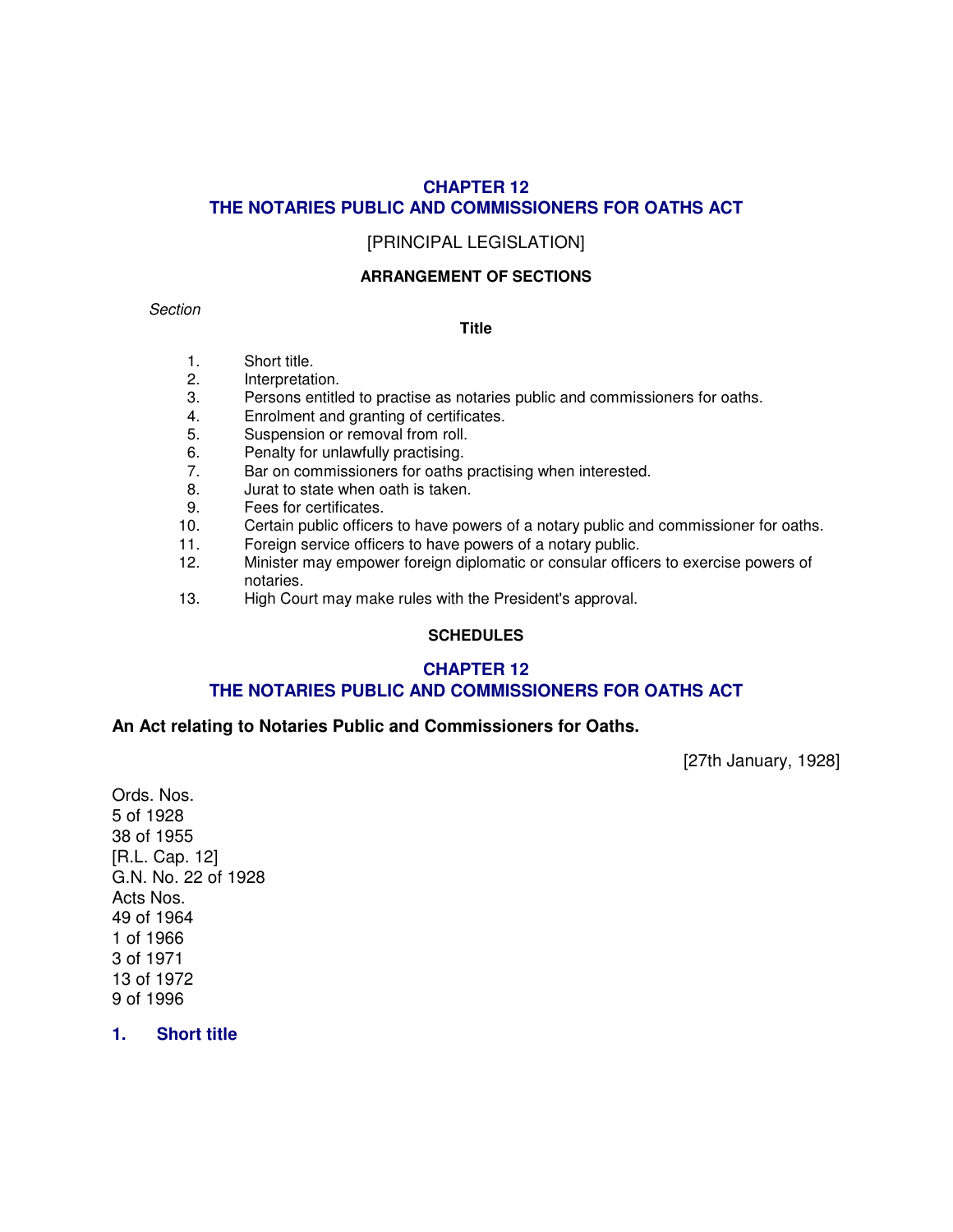# CHAPTER 12
# THE NOTARIES PUBLIC AND COMMISSIONERS FOR OATHS ACT

[PRINCIPAL LEGISLATION]

**ARRANGEMENT OF SECTIONS**

| *Section* | **Title** |
|---|---|
| 1. | Short title. |
| 2. | Interpretation. |
| 3. | Persons entitled to practise as notaries public and commissioners for oaths. |
| 4. | Enrolment and granting of certificates. |
| 5. | Suspension or removal from roll. |
| 6. | Penalty for unlawfully practising. |
| 7. | Bar on commissioners for oaths practising when interested. |
| 8. | Jurat to state when oath is taken. |
| 9. | Fees for certificates. |
| 10. | Certain public officers to have powers of a notary public and commissioner for oaths. |
| 11. | Foreign service officers to have powers of a notary public. |
| 12. | Minister may empower foreign diplomatic or consular officers to exercise powers of notaries. |
| 13. | High Court may make rules with the President's approval. |

**SCHEDULES**

# CHAPTER 12
# THE NOTARIES PUBLIC AND COMMISSIONERS FOR OATHS ACT

**An Act relating to Notaries Public and Commissioners for Oaths.**

[27th January, 1928]

Ords. Nos.
5 of 1928
38 of 1955
[R.L. Cap. 12]
G.N. No. 22 of 1928
Acts Nos.
49 of 1964
1 of 1966
3 of 1971
13 of 1972
9 of 1996

## 1. Short title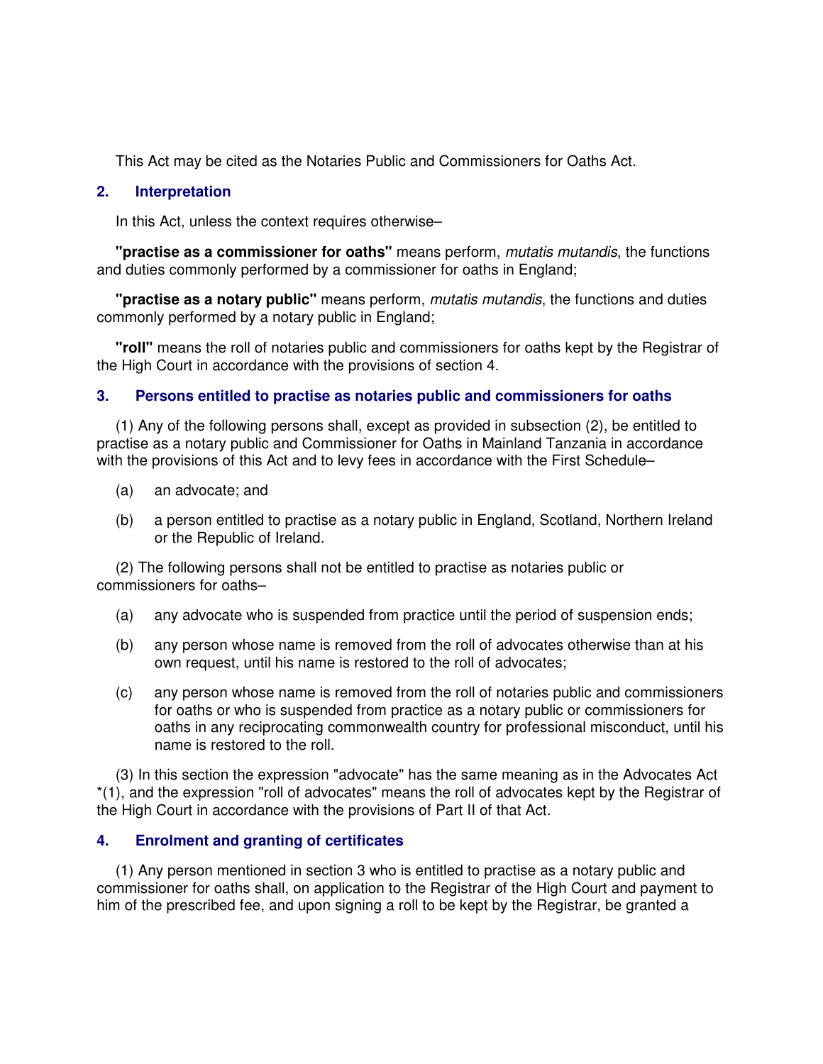This Act may be cited as the Notaries Public and Commissioners for Oaths Act.

### 2. Interpretation

In this Act, unless the context requires otherwise–

**"practise as a commissioner for oaths"** means perform, *mutatis mutandis*, the functions and duties commonly performed by a commissioner for oaths in England;

**"practise as a notary public"** means perform, *mutatis mutandis*, the functions and duties commonly performed by a notary public in England;

**"roll"** means the roll of notaries public and commissioners for oaths kept by the Registrar of the High Court in accordance with the provisions of section 4.

### 3. Persons entitled to practise as notaries public and commissioners for oaths

(1) Any of the following persons shall, except as provided in subsection (2), be entitled to practise as a notary public and Commissioner for Oaths in Mainland Tanzania in accordance with the provisions of this Act and to levy fees in accordance with the First Schedule–

(a) an advocate; and

(b) a person entitled to practise as a notary public in England, Scotland, Northern Ireland or the Republic of Ireland.

(2) The following persons shall not be entitled to practise as notaries public or commissioners for oaths–

(a) any advocate who is suspended from practice until the period of suspension ends;

(b) any person whose name is removed from the roll of advocates otherwise than at his own request, until his name is restored to the roll of advocates;

(c) any person whose name is removed from the roll of notaries public and commissioners for oaths or who is suspended from practice as a notary public or commissioners for oaths in any reciprocating commonwealth country for professional misconduct, until his name is restored to the roll.

(3) In this section the expression "advocate" has the same meaning as in the Advocates Act *(1), and the expression "roll of advocates" means the roll of advocates kept by the Registrar of the High Court in accordance with the provisions of Part II of that Act.

### 4. Enrolment and granting of certificates

(1) Any person mentioned in section 3 who is entitled to practise as a notary public and commissioner for oaths shall, on application to the Registrar of the High Court and payment to him of the prescribed fee, and upon signing a roll to be kept by the Registrar, be granted a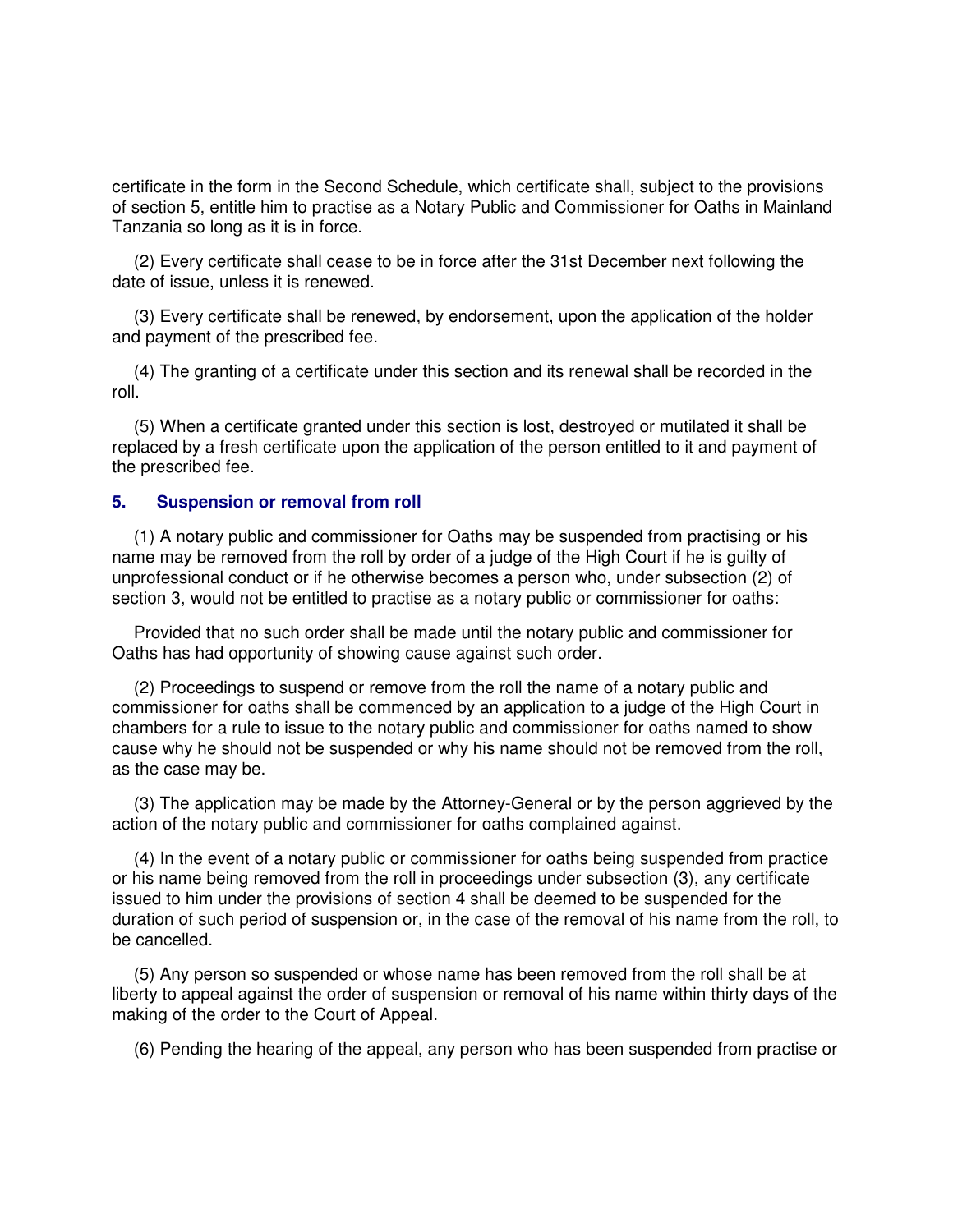certificate in the form in the Second Schedule, which certificate shall, subject to the provisions of section 5, entitle him to practise as a Notary Public and Commissioner for Oaths in Mainland Tanzania so long as it is in force.

(2) Every certificate shall cease to be in force after the 31st December next following the date of issue, unless it is renewed.

(3) Every certificate shall be renewed, by endorsement, upon the application of the holder and payment of the prescribed fee.

(4) The granting of a certificate under this section and its renewal shall be recorded in the roll.

(5) When a certificate granted under this section is lost, destroyed or mutilated it shall be replaced by a fresh certificate upon the application of the person entitled to it and payment of the prescribed fee.

### 5. Suspension or removal from roll

(1) A notary public and commissioner for Oaths may be suspended from practising or his name may be removed from the roll by order of a judge of the High Court if he is guilty of unprofessional conduct or if he otherwise becomes a person who, under subsection (2) of section 3, would not be entitled to practise as a notary public or commissioner for oaths:

Provided that no such order shall be made until the notary public and commissioner for Oaths has had opportunity of showing cause against such order.

(2) Proceedings to suspend or remove from the roll the name of a notary public and commissioner for oaths shall be commenced by an application to a judge of the High Court in chambers for a rule to issue to the notary public and commissioner for oaths named to show cause why he should not be suspended or why his name should not be removed from the roll, as the case may be.

(3) The application may be made by the Attorney-General or by the person aggrieved by the action of the notary public and commissioner for oaths complained against.

(4) In the event of a notary public or commissioner for oaths being suspended from practice or his name being removed from the roll in proceedings under subsection (3), any certificate issued to him under the provisions of section 4 shall be deemed to be suspended for the duration of such period of suspension or, in the case of the removal of his name from the roll, to be cancelled.

(5) Any person so suspended or whose name has been removed from the roll shall be at liberty to appeal against the order of suspension or removal of his name within thirty days of the making of the order to the Court of Appeal.

(6) Pending the hearing of the appeal, any person who has been suspended from practise or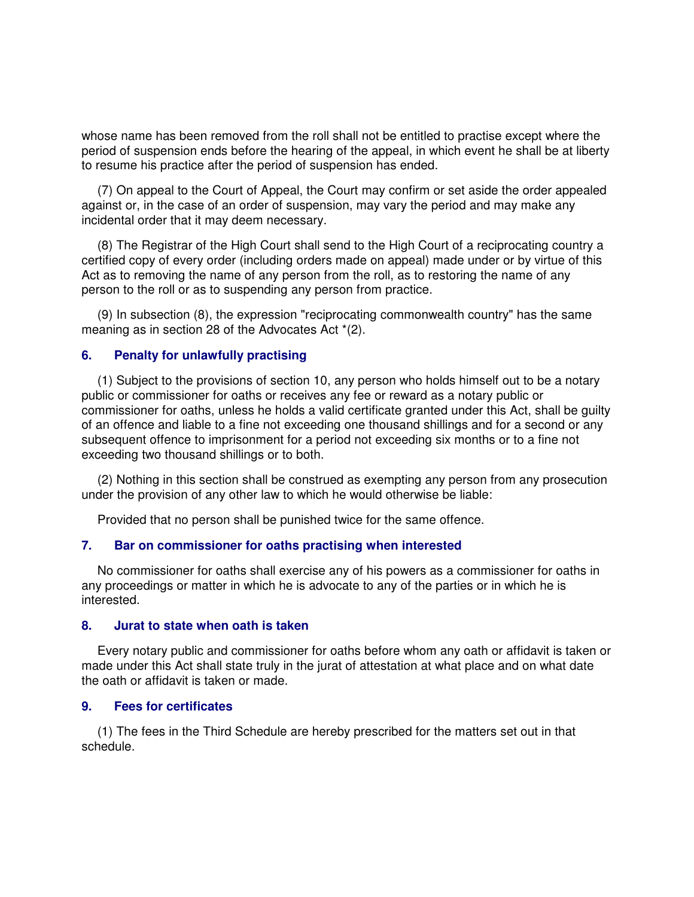whose name has been removed from the roll shall not be entitled to practise except where the period of suspension ends before the hearing of the appeal, in which event he shall be at liberty to resume his practice after the period of suspension has ended.

(7) On appeal to the Court of Appeal, the Court may confirm or set aside the order appealed against or, in the case of an order of suspension, may vary the period and may make any incidental order that it may deem necessary.

(8) The Registrar of the High Court shall send to the High Court of a reciprocating country a certified copy of every order (including orders made on appeal) made under or by virtue of this Act as to removing the name of any person from the roll, as to restoring the name of any person to the roll or as to suspending any person from practice.

(9) In subsection (8), the expression "reciprocating commonwealth country" has the same meaning as in section 28 of the Advocates Act *(2).

### 6. Penalty for unlawfully practising

(1) Subject to the provisions of section 10, any person who holds himself out to be a notary public or commissioner for oaths or receives any fee or reward as a notary public or commissioner for oaths, unless he holds a valid certificate granted under this Act, shall be guilty of an offence and liable to a fine not exceeding one thousand shillings and for a second or any subsequent offence to imprisonment for a period not exceeding six months or to a fine not exceeding two thousand shillings or to both.

(2) Nothing in this section shall be construed as exempting any person from any prosecution under the provision of any other law to which he would otherwise be liable:

Provided that no person shall be punished twice for the same offence.

### 7. Bar on commissioner for oaths practising when interested

No commissioner for oaths shall exercise any of his powers as a commissioner for oaths in any proceedings or matter in which he is advocate to any of the parties or in which he is interested.

### 8. Jurat to state when oath is taken

Every notary public and commissioner for oaths before whom any oath or affidavit is taken or made under this Act shall state truly in the jurat of attestation at what place and on what date the oath or affidavit is taken or made.

### 9. Fees for certificates

(1) The fees in the Third Schedule are hereby prescribed for the matters set out in that schedule.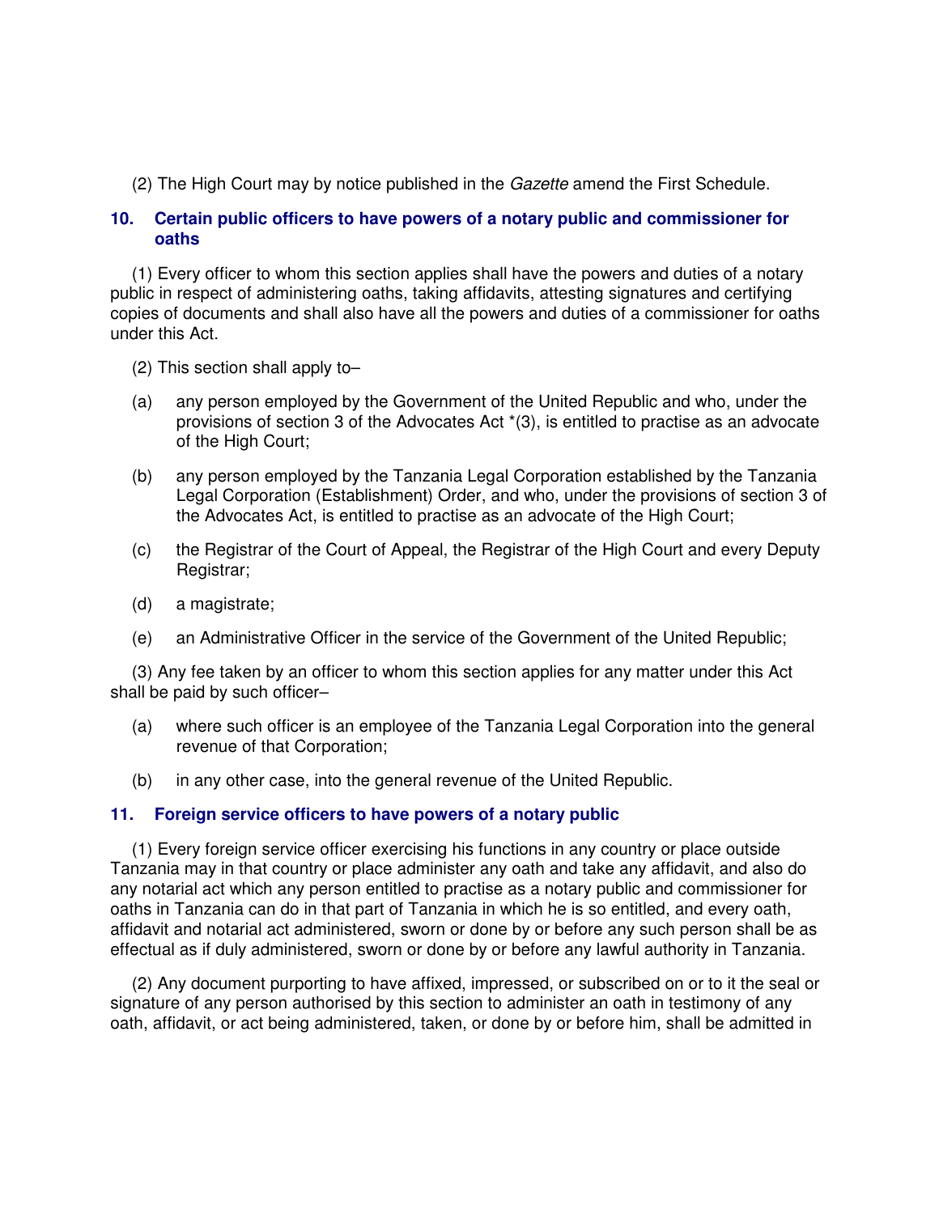(2) The High Court may by notice published in the *Gazette* amend the First Schedule.

### 10. Certain public officers to have powers of a notary public and commissioner for oaths

(1) Every officer to whom this section applies shall have the powers and duties of a notary public in respect of administering oaths, taking affidavits, attesting signatures and certifying copies of documents and shall also have all the powers and duties of a commissioner for oaths under this Act.

(2) This section shall apply to–

(a) any person employed by the Government of the United Republic and who, under the provisions of section 3 of the Advocates Act *(3), is entitled to practise as an advocate of the High Court;

(b) any person employed by the Tanzania Legal Corporation established by the Tanzania Legal Corporation (Establishment) Order, and who, under the provisions of section 3 of the Advocates Act, is entitled to practise as an advocate of the High Court;

(c) the Registrar of the Court of Appeal, the Registrar of the High Court and every Deputy Registrar;

(d) a magistrate;

(e) an Administrative Officer in the service of the Government of the United Republic;

(3) Any fee taken by an officer to whom this section applies for any matter under this Act shall be paid by such officer–

(a) where such officer is an employee of the Tanzania Legal Corporation into the general revenue of that Corporation;

(b) in any other case, into the general revenue of the United Republic.

### 11. Foreign service officers to have powers of a notary public

(1) Every foreign service officer exercising his functions in any country or place outside Tanzania may in that country or place administer any oath and take any affidavit, and also do any notarial act which any person entitled to practise as a notary public and commissioner for oaths in Tanzania can do in that part of Tanzania in which he is so entitled, and every oath, affidavit and notarial act administered, sworn or done by or before any such person shall be as effectual as if duly administered, sworn or done by or before any lawful authority in Tanzania.

(2) Any document purporting to have affixed, impressed, or subscribed on or to it the seal or signature of any person authorised by this section to administer an oath in testimony of any oath, affidavit, or act being administered, taken, or done by or before him, shall be admitted in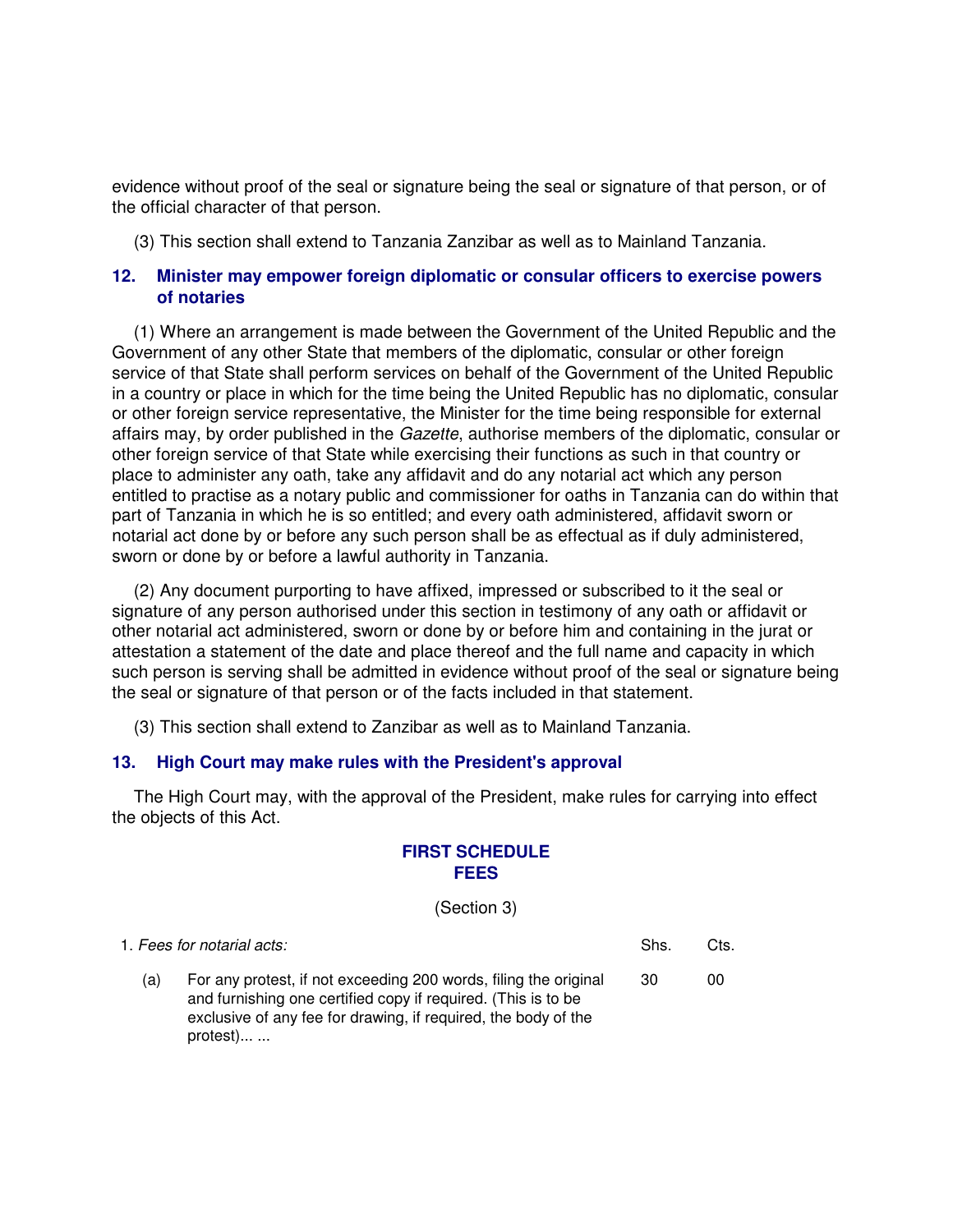evidence without proof of the seal or signature being the seal or signature of that person, or of the official character of that person.

(3) This section shall extend to Tanzania Zanzibar as well as to Mainland Tanzania.

### 12. Minister may empower foreign diplomatic or consular officers to exercise powers of notaries

(1) Where an arrangement is made between the Government of the United Republic and the Government of any other State that members of the diplomatic, consular or other foreign service of that State shall perform services on behalf of the Government of the United Republic in a country or place in which for the time being the United Republic has no diplomatic, consular or other foreign service representative, the Minister for the time being responsible for external affairs may, by order published in the *Gazette*, authorise members of the diplomatic, consular or other foreign service of that State while exercising their functions as such in that country or place to administer any oath, take any affidavit and do any notarial act which any person entitled to practise as a notary public and commissioner for oaths in Tanzania can do within that part of Tanzania in which he is so entitled; and every oath administered, affidavit sworn or notarial act done by or before any such person shall be as effectual as if duly administered, sworn or done by or before a lawful authority in Tanzania.

(2) Any document purporting to have affixed, impressed or subscribed to it the seal or signature of any person authorised under this section in testimony of any oath or affidavit or other notarial act administered, sworn or done by or before him and containing in the jurat or attestation a statement of the date and place thereof and the full name and capacity in which such person is serving shall be admitted in evidence without proof of the seal or signature being the seal or signature of that person or of the facts included in that statement.

(3) This section shall extend to Zanzibar as well as to Mainland Tanzania.

### 13. High Court may make rules with the President's approval

The High Court may, with the approval of the President, make rules for carrying into effect the objects of this Act.

## FIRST SCHEDULE
## FEES

(Section 3)

| 1. *Fees for notarial acts:* | | Shs. | Cts. |
|---|---|---|---|
| (a) | For any protest, if not exceeding 200 words, filing the original and furnishing one certified copy if required. (This is to be exclusive of any fee for drawing, if required, the body of the protest)... ... | 30 | 00 |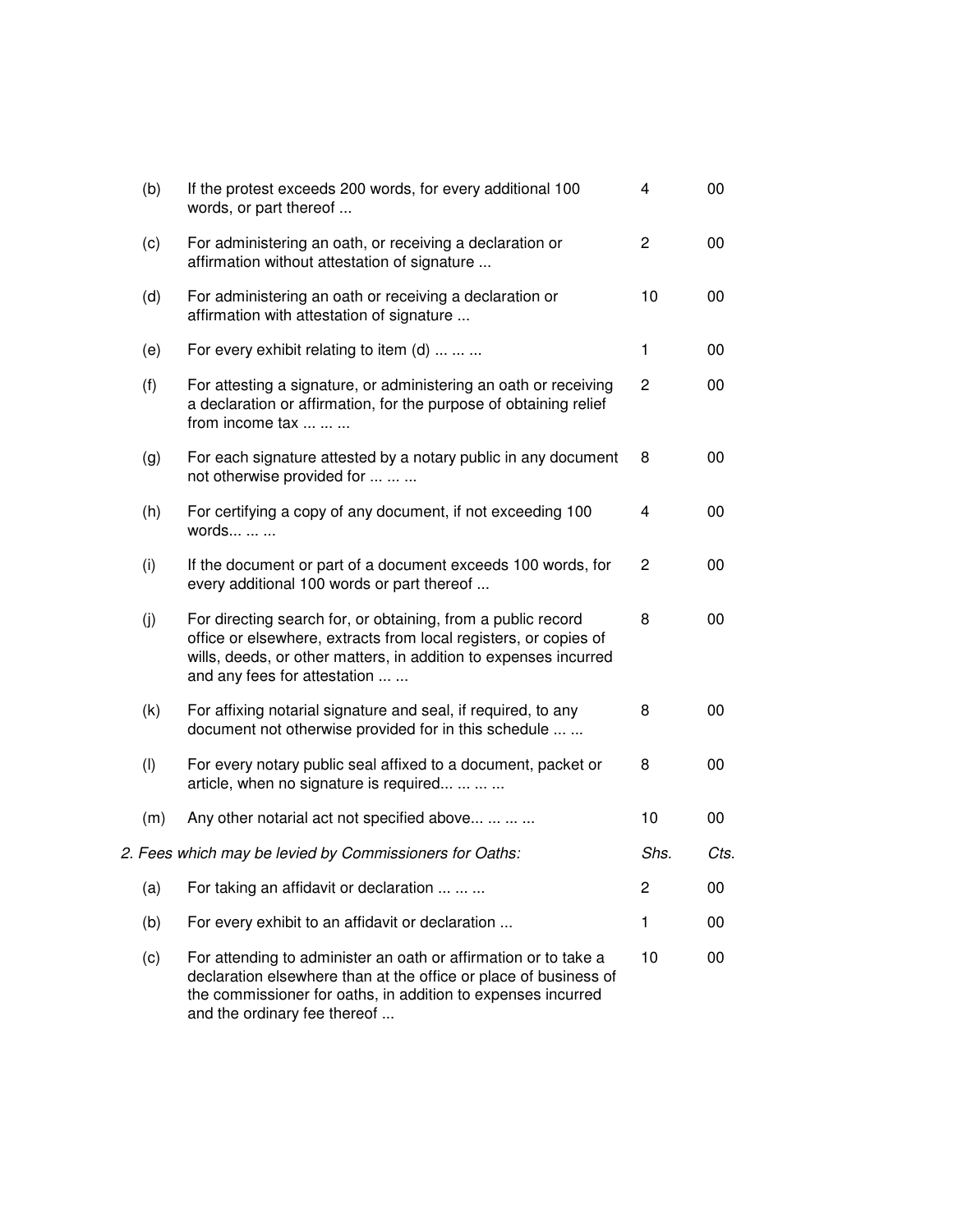| | | | |
|---|---|---|---|
| (b) | If the protest exceeds 200 words, for every additional 100 words, or part thereof ... | 4 | 00 |
| (c) | For administering an oath, or receiving a declaration or affirmation without attestation of signature ... | 2 | 00 |
| (d) | For administering an oath or receiving a declaration or affirmation with attestation of signature ... | 10 | 00 |
| (e) | For every exhibit relating to item (d) ... ... ... | 1 | 00 |
| (f) | For attesting a signature, or administering an oath or receiving a declaration or affirmation, for the purpose of obtaining relief from income tax ... ... ... | 2 | 00 |
| (g) | For each signature attested by a notary public in any document not otherwise provided for ... ... ... | 8 | 00 |
| (h) | For certifying a copy of any document, if not exceeding 100 words... ... ... | 4 | 00 |
| (i) | If the document or part of a document exceeds 100 words, for every additional 100 words or part thereof ... | 2 | 00 |
| (j) | For directing search for, or obtaining, from a public record office or elsewhere, extracts from local registers, or copies of wills, deeds, or other matters, in addition to expenses incurred and any fees for attestation ... ... | 8 | 00 |
| (k) | For affixing notarial signature and seal, if required, to any document not otherwise provided for in this schedule ... ... | 8 | 00 |
| (l) | For every notary public seal affixed to a document, packet or article, when no signature is required... ... ... ... | 8 | 00 |
| (m) | Any other notarial act not specified above... ... ... ... | 10 | 00 |
| *2. Fees which may be levied by Commissioners for Oaths:* | | *Shs.* | *Cts.* |
| (a) | For taking an affidavit or declaration ... ... ... | 2 | 00 |
| (b) | For every exhibit to an affidavit or declaration ... | 1 | 00 |
| (c) | For attending to administer an oath or affirmation or to take a declaration elsewhere than at the office or place of business of the commissioner for oaths, in addition to expenses incurred and the ordinary fee thereof ... | 10 | 00 |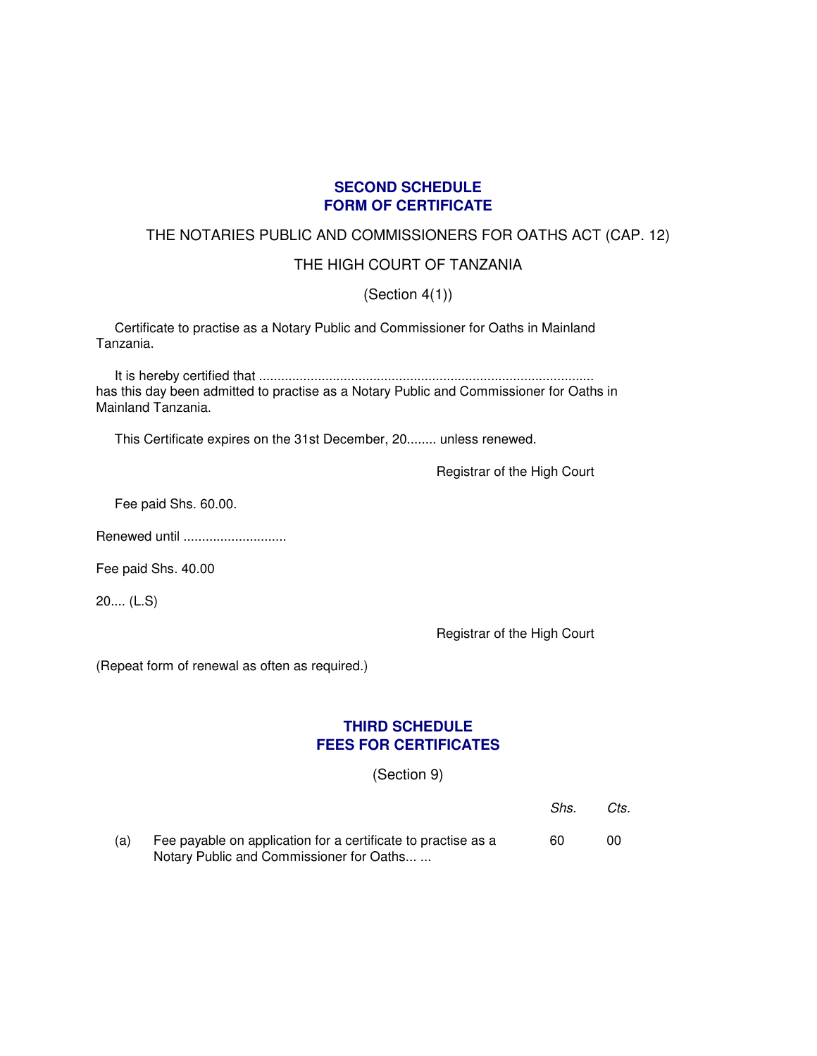## SECOND SCHEDULE
## FORM OF CERTIFICATE

THE NOTARIES PUBLIC AND COMMISSIONERS FOR OATHS ACT (CAP. 12)

THE HIGH COURT OF TANZANIA

(Section 4(1))

Certificate to practise as a Notary Public and Commissioner for Oaths in Mainland Tanzania.

It is hereby certified that .......................................................................................... has this day been admitted to practise as a Notary Public and Commissioner for Oaths in Mainland Tanzania.

This Certificate expires on the 31st December, 20........ unless renewed.

Registrar of the High Court

Fee paid Shs. 60.00.

Renewed until ............................

Fee paid Shs. 40.00

20.... (L.S)

Registrar of the High Court

(Repeat form of renewal as often as required.)

## THIRD SCHEDULE
## FEES FOR CERTIFICATES

(Section 9)

| | | *Shs.* | *Cts.* |
|---|---|---|---|
| (a) | Fee payable on application for a certificate to practise as a Notary Public and Commissioner for Oaths... ... | 60 | 00 |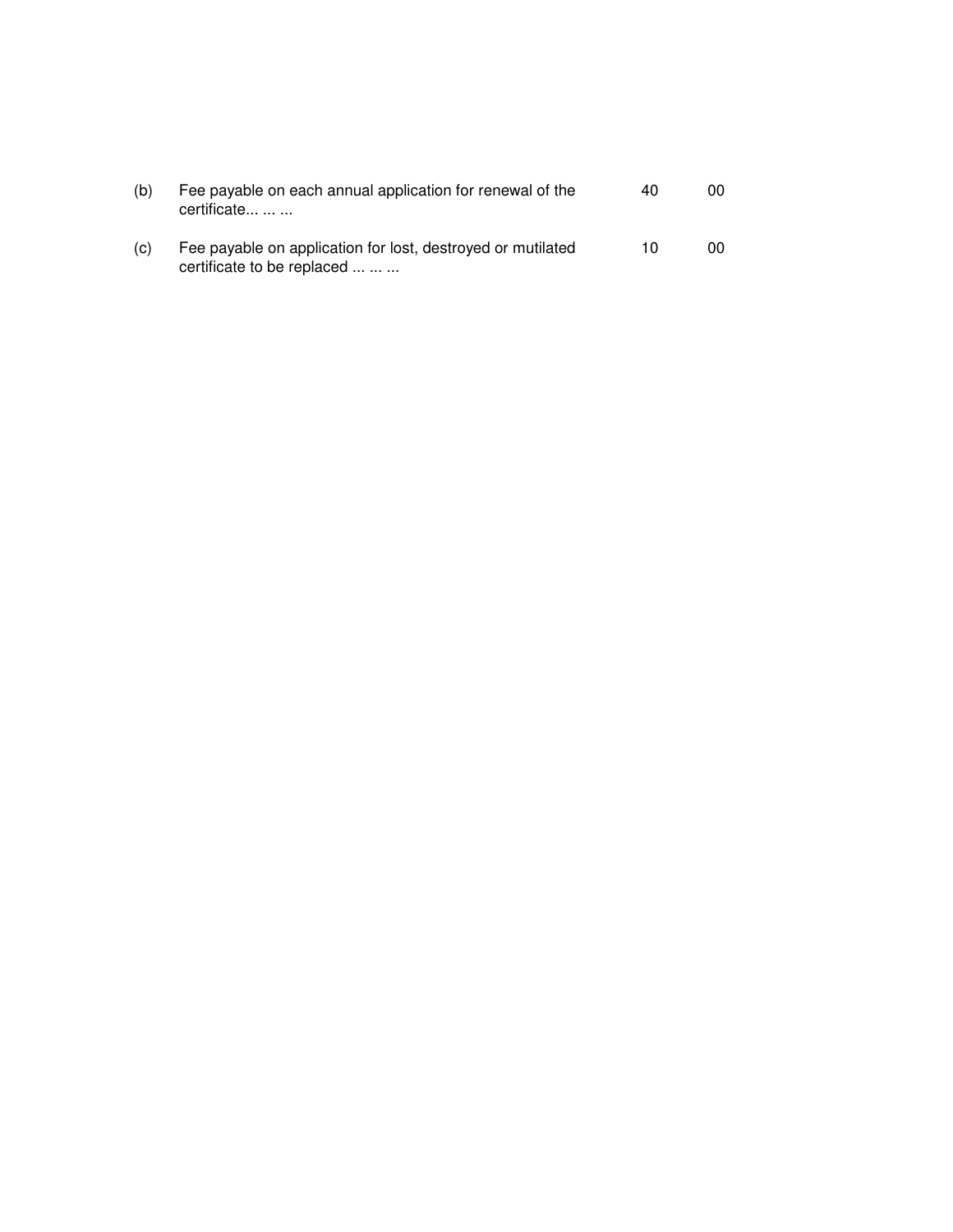| | | | |
|---|---|---|---|
| (b) | Fee payable on each annual application for renewal of the certificate... ... ... | 40 | 00 |
| (c) | Fee payable on application for lost, destroyed or mutilated certificate to be replaced ... ... ... | 10 | 00 |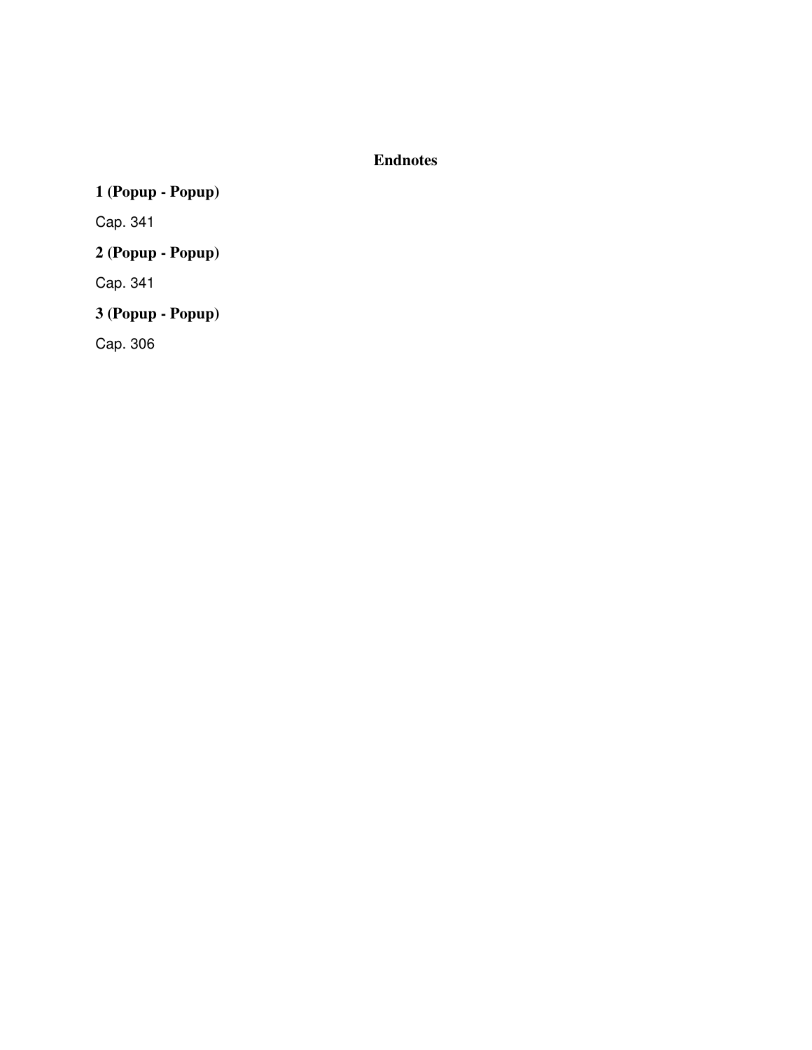## Endnotes

**1 (Popup - Popup)**

Cap. 341

**2 (Popup - Popup)**

Cap. 341

**3 (Popup - Popup)**

Cap. 306